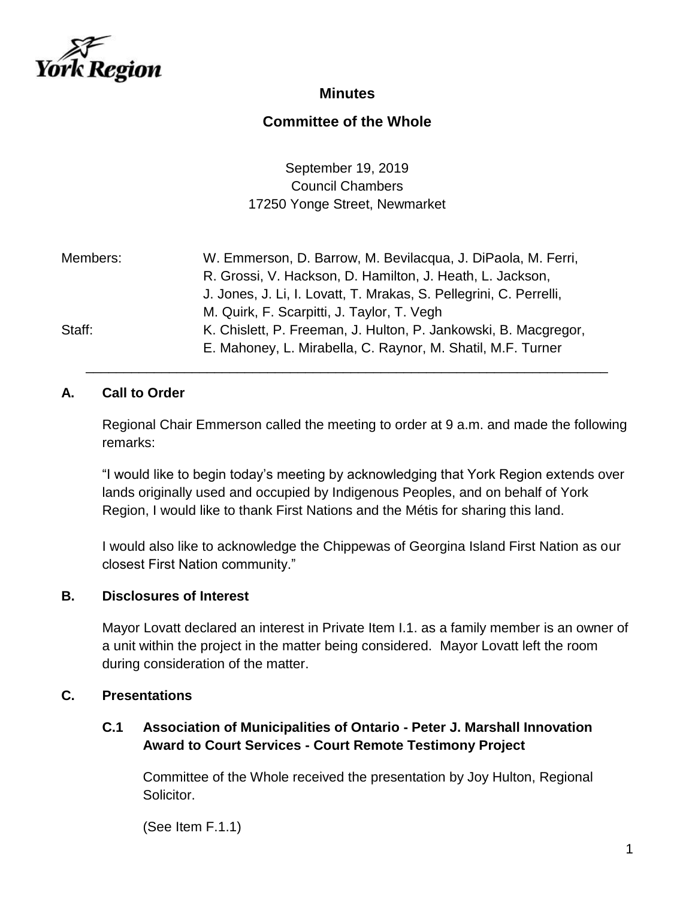York Region

# Minutes

## Committee of the Whole

September 19, 2019
Council Chambers
17250 Yonge Street, Newmarket

| | |
|---|---|
| Members: | W. Emmerson, D. Barrow, M. Bevilacqua, J. DiPaola, M. Ferri, R. Grossi, V. Hackson, D. Hamilton, J. Heath, L. Jackson, J. Jones, J. Li, I. Lovatt, T. Mrakas, S. Pellegrini, C. Perrelli, M. Quirk, F. Scarpitti, J. Taylor, T. Vegh |
| Staff: | K. Chislett, P. Freeman, J. Hulton, P. Jankowski, B. Macgregor, E. Mahoney, L. Mirabella, C. Raynor, M. Shatil, M.F. Turner |

---

### A. Call to Order

Regional Chair Emmerson called the meeting to order at 9 a.m. and made the following remarks:

"I would like to begin today's meeting by acknowledging that York Region extends over lands originally used and occupied by Indigenous Peoples, and on behalf of York Region, I would like to thank First Nations and the Métis for sharing this land.

I would also like to acknowledge the Chippewas of Georgina Island First Nation as our closest First Nation community."

### B. Disclosures of Interest

Mayor Lovatt declared an interest in Private Item I.1. as a family member is an owner of a unit within the project in the matter being considered. Mayor Lovatt left the room during consideration of the matter.

### C. Presentations

#### C.1 Association of Municipalities of Ontario - Peter J. Marshall Innovation Award to Court Services - Court Remote Testimony Project

Committee of the Whole received the presentation by Joy Hulton, Regional Solicitor.

(See Item F.1.1)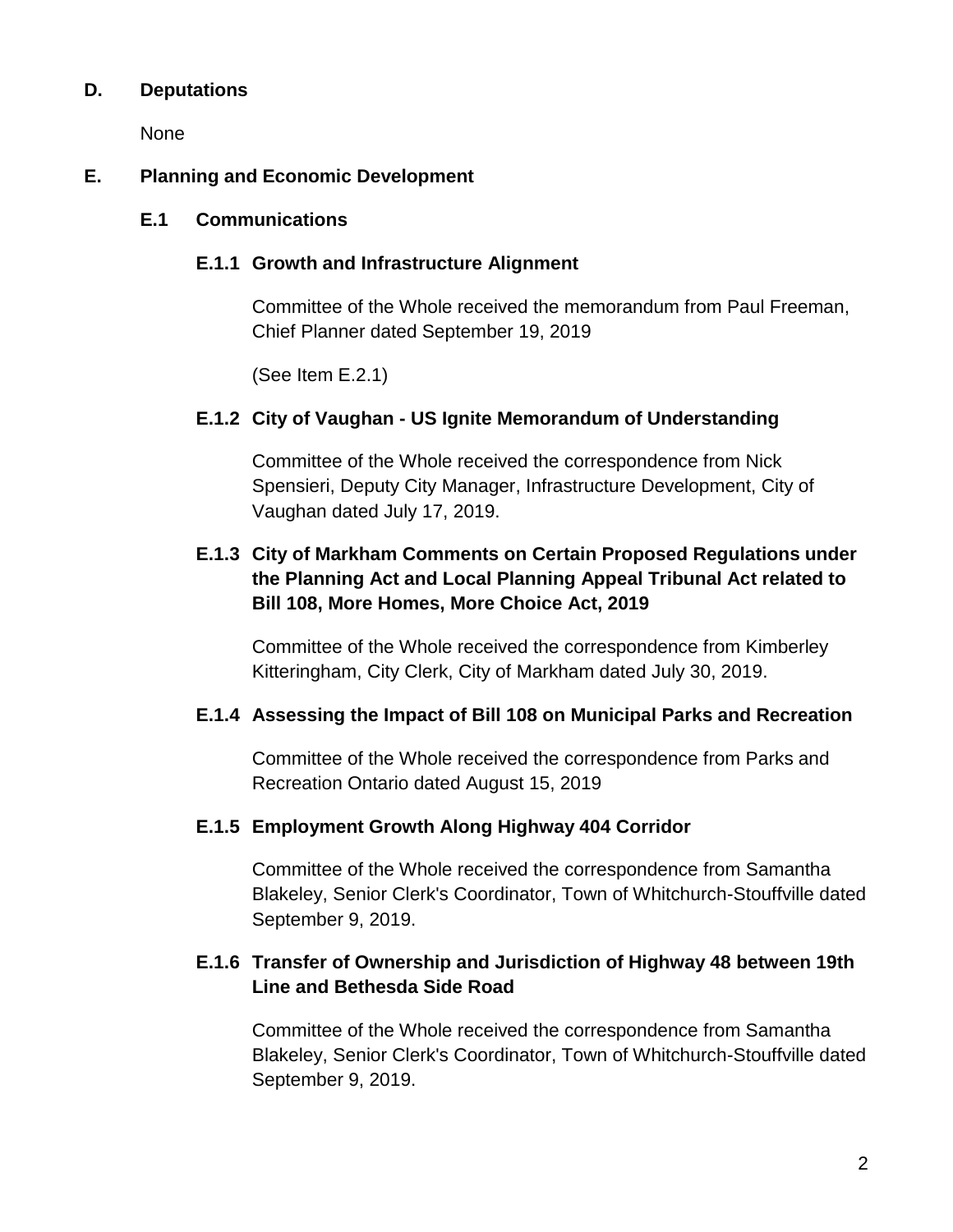## D. Deputations

None

## E. Planning and Economic Development

### E.1 Communications

#### E.1.1 Growth and Infrastructure Alignment

Committee of the Whole received the memorandum from Paul Freeman, Chief Planner dated September 19, 2019

(See Item E.2.1)

#### E.1.2 City of Vaughan - US Ignite Memorandum of Understanding

Committee of the Whole received the correspondence from Nick Spensieri, Deputy City Manager, Infrastructure Development, City of Vaughan dated July 17, 2019.

#### E.1.3 City of Markham Comments on Certain Proposed Regulations under the Planning Act and Local Planning Appeal Tribunal Act related to Bill 108, More Homes, More Choice Act, 2019

Committee of the Whole received the correspondence from Kimberley Kitteringham, City Clerk, City of Markham dated July 30, 2019.

#### E.1.4 Assessing the Impact of Bill 108 on Municipal Parks and Recreation

Committee of the Whole received the correspondence from Parks and Recreation Ontario dated August 15, 2019

#### E.1.5 Employment Growth Along Highway 404 Corridor

Committee of the Whole received the correspondence from Samantha Blakeley, Senior Clerk's Coordinator, Town of Whitchurch-Stouffville dated September 9, 2019.

#### E.1.6 Transfer of Ownership and Jurisdiction of Highway 48 between 19th Line and Bethesda Side Road

Committee of the Whole received the correspondence from Samantha Blakeley, Senior Clerk's Coordinator, Town of Whitchurch-Stouffville dated September 9, 2019.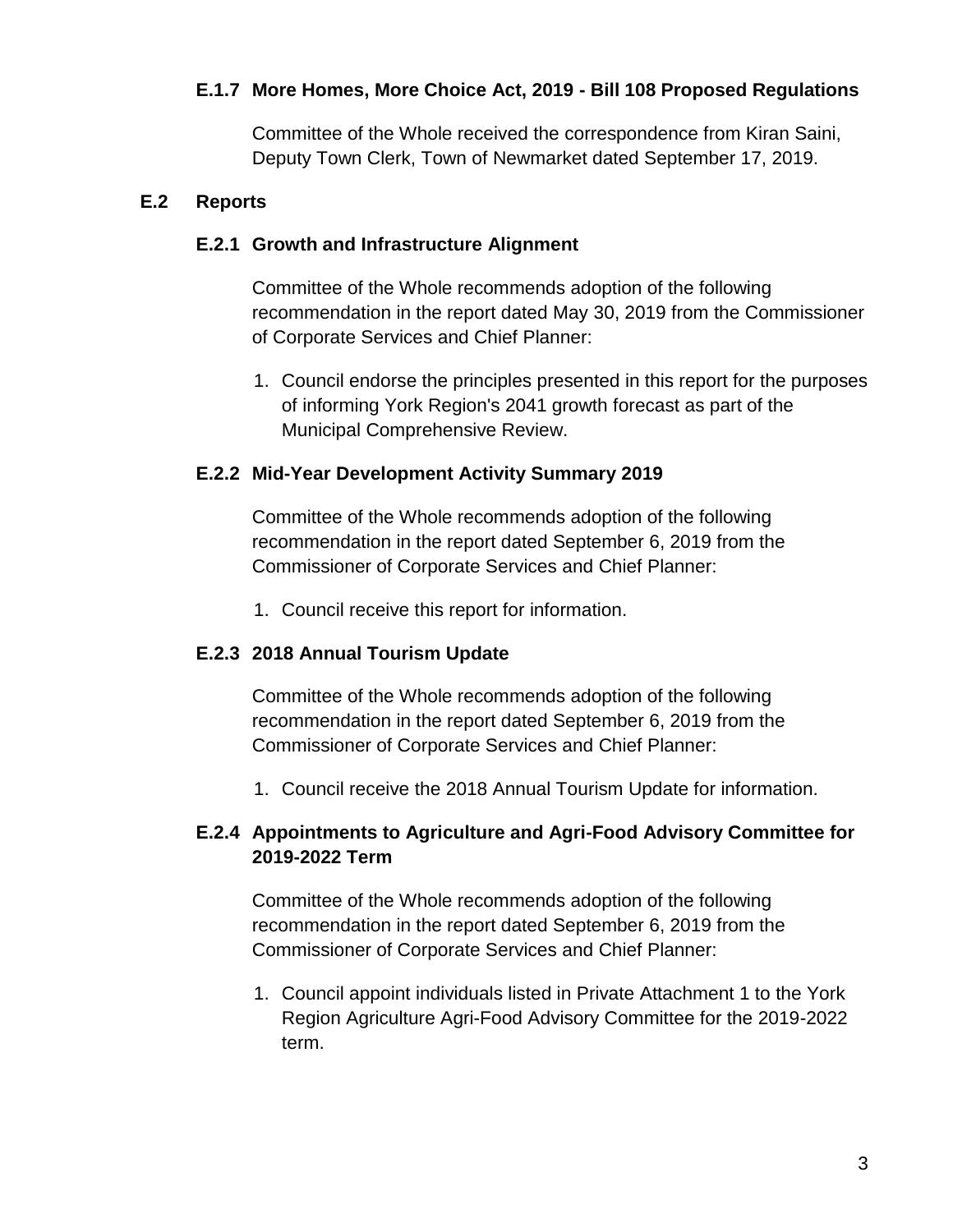### E.1.7 More Homes, More Choice Act, 2019 - Bill 108 Proposed Regulations

Committee of the Whole received the correspondence from Kiran Saini, Deputy Town Clerk, Town of Newmarket dated September 17, 2019.

## E.2 Reports

### E.2.1 Growth and Infrastructure Alignment

Committee of the Whole recommends adoption of the following recommendation in the report dated May 30, 2019 from the Commissioner of Corporate Services and Chief Planner:

1. Council endorse the principles presented in this report for the purposes of informing York Region's 2041 growth forecast as part of the Municipal Comprehensive Review.

### E.2.2 Mid-Year Development Activity Summary 2019

Committee of the Whole recommends adoption of the following recommendation in the report dated September 6, 2019 from the Commissioner of Corporate Services and Chief Planner:

1. Council receive this report for information.

### E.2.3 2018 Annual Tourism Update

Committee of the Whole recommends adoption of the following recommendation in the report dated September 6, 2019 from the Commissioner of Corporate Services and Chief Planner:

1. Council receive the 2018 Annual Tourism Update for information.

### E.2.4 Appointments to Agriculture and Agri-Food Advisory Committee for 2019-2022 Term

Committee of the Whole recommends adoption of the following recommendation in the report dated September 6, 2019 from the Commissioner of Corporate Services and Chief Planner:

1. Council appoint individuals listed in Private Attachment 1 to the York Region Agriculture Agri-Food Advisory Committee for the 2019-2022 term.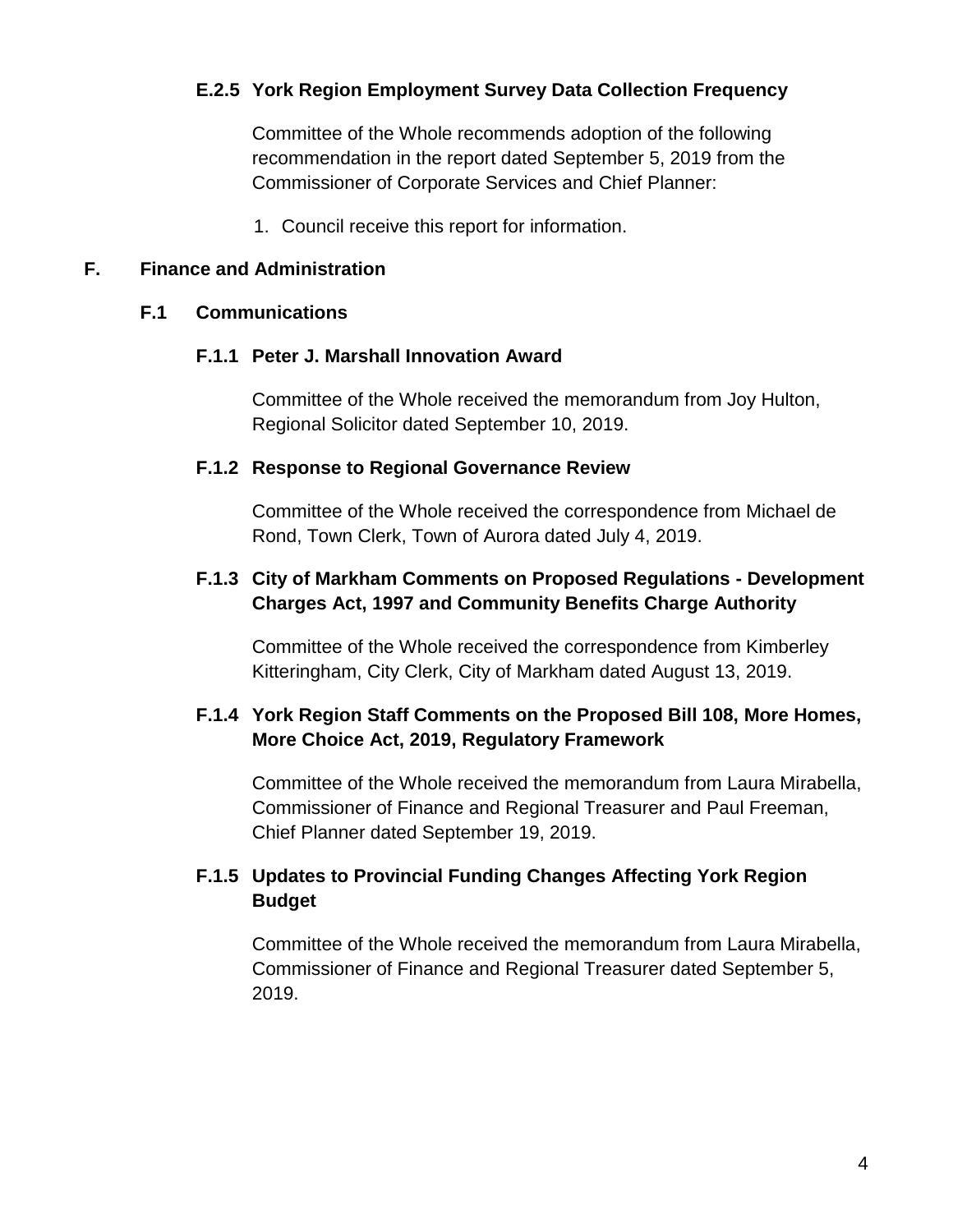#### E.2.5 York Region Employment Survey Data Collection Frequency

Committee of the Whole recommends adoption of the following recommendation in the report dated September 5, 2019 from the Commissioner of Corporate Services and Chief Planner:

1. Council receive this report for information.

## F. Finance and Administration

### F.1 Communications

#### F.1.1 Peter J. Marshall Innovation Award

Committee of the Whole received the memorandum from Joy Hulton, Regional Solicitor dated September 10, 2019.

#### F.1.2 Response to Regional Governance Review

Committee of the Whole received the correspondence from Michael de Rond, Town Clerk, Town of Aurora dated July 4, 2019.

#### F.1.3 City of Markham Comments on Proposed Regulations - Development Charges Act, 1997 and Community Benefits Charge Authority

Committee of the Whole received the correspondence from Kimberley Kitteringham, City Clerk, City of Markham dated August 13, 2019.

#### F.1.4 York Region Staff Comments on the Proposed Bill 108, More Homes, More Choice Act, 2019, Regulatory Framework

Committee of the Whole received the memorandum from Laura Mirabella, Commissioner of Finance and Regional Treasurer and Paul Freeman, Chief Planner dated September 19, 2019.

#### F.1.5 Updates to Provincial Funding Changes Affecting York Region Budget

Committee of the Whole received the memorandum from Laura Mirabella, Commissioner of Finance and Regional Treasurer dated September 5, 2019.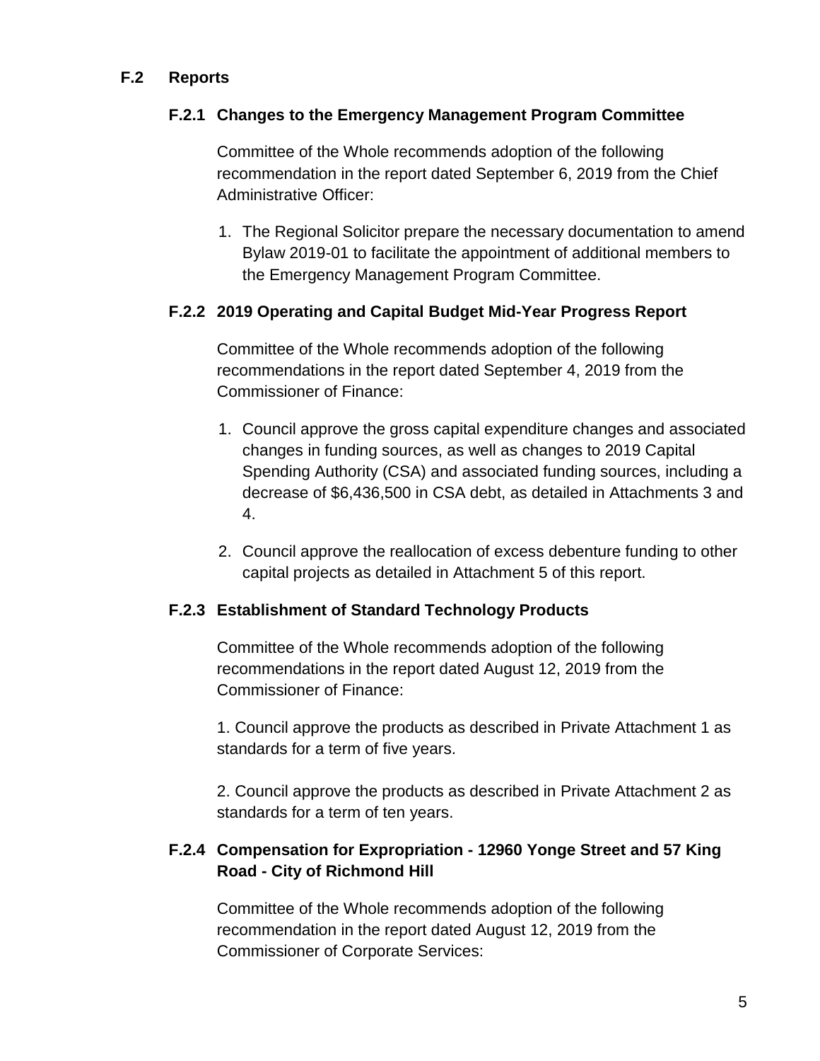## F.2 Reports

### F.2.1 Changes to the Emergency Management Program Committee

Committee of the Whole recommends adoption of the following recommendation in the report dated September 6, 2019 from the Chief Administrative Officer:

1. The Regional Solicitor prepare the necessary documentation to amend Bylaw 2019-01 to facilitate the appointment of additional members to the Emergency Management Program Committee.

### F.2.2 2019 Operating and Capital Budget Mid-Year Progress Report

Committee of the Whole recommends adoption of the following recommendations in the report dated September 4, 2019 from the Commissioner of Finance:

1. Council approve the gross capital expenditure changes and associated changes in funding sources, as well as changes to 2019 Capital Spending Authority (CSA) and associated funding sources, including a decrease of $6,436,500 in CSA debt, as detailed in Attachments 3 and 4.
2. Council approve the reallocation of excess debenture funding to other capital projects as detailed in Attachment 5 of this report.

### F.2.3 Establishment of Standard Technology Products

Committee of the Whole recommends adoption of the following recommendations in the report dated August 12, 2019 from the Commissioner of Finance:

1. Council approve the products as described in Private Attachment 1 as standards for a term of five years.

2. Council approve the products as described in Private Attachment 2 as standards for a term of ten years.

### F.2.4 Compensation for Expropriation - 12960 Yonge Street and 57 King Road - City of Richmond Hill

Committee of the Whole recommends adoption of the following recommendation in the report dated August 12, 2019 from the Commissioner of Corporate Services: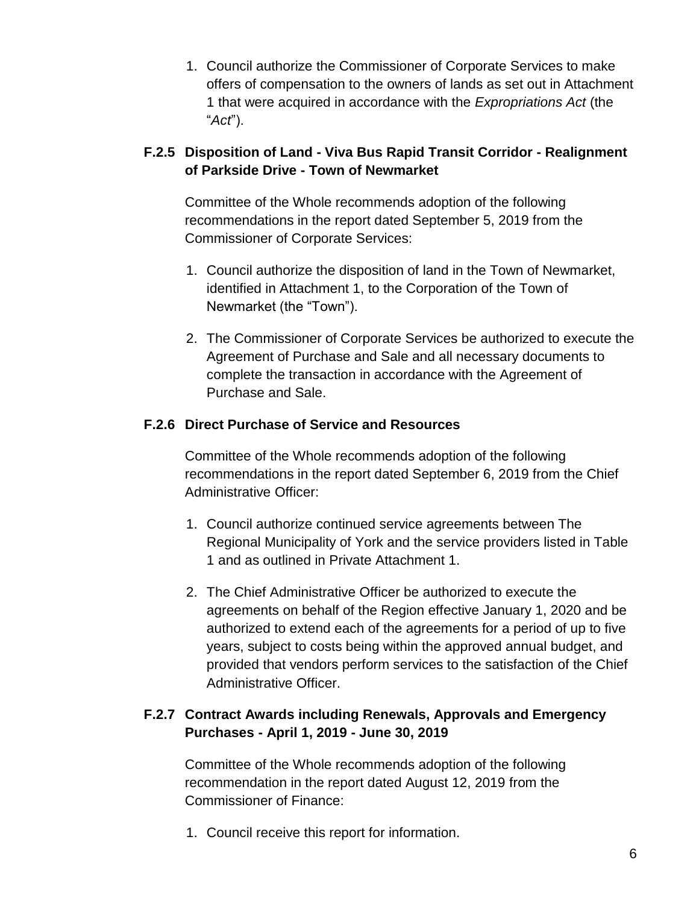1. Council authorize the Commissioner of Corporate Services to make offers of compensation to the owners of lands as set out in Attachment 1 that were acquired in accordance with the *Expropriations Act* (the "*Act*").

### F.2.5 Disposition of Land - Viva Bus Rapid Transit Corridor - Realignment of Parkside Drive - Town of Newmarket

Committee of the Whole recommends adoption of the following recommendations in the report dated September 5, 2019 from the Commissioner of Corporate Services:

1. Council authorize the disposition of land in the Town of Newmarket, identified in Attachment 1, to the Corporation of the Town of Newmarket (the "Town").
2. The Commissioner of Corporate Services be authorized to execute the Agreement of Purchase and Sale and all necessary documents to complete the transaction in accordance with the Agreement of Purchase and Sale.

### F.2.6 Direct Purchase of Service and Resources

Committee of the Whole recommends adoption of the following recommendations in the report dated September 6, 2019 from the Chief Administrative Officer:

1. Council authorize continued service agreements between The Regional Municipality of York and the service providers listed in Table 1 and as outlined in Private Attachment 1.
2. The Chief Administrative Officer be authorized to execute the agreements on behalf of the Region effective January 1, 2020 and be authorized to extend each of the agreements for a period of up to five years, subject to costs being within the approved annual budget, and provided that vendors perform services to the satisfaction of the Chief Administrative Officer.

### F.2.7 Contract Awards including Renewals, Approvals and Emergency Purchases - April 1, 2019 - June 30, 2019

Committee of the Whole recommends adoption of the following recommendation in the report dated August 12, 2019 from the Commissioner of Finance:

1. Council receive this report for information.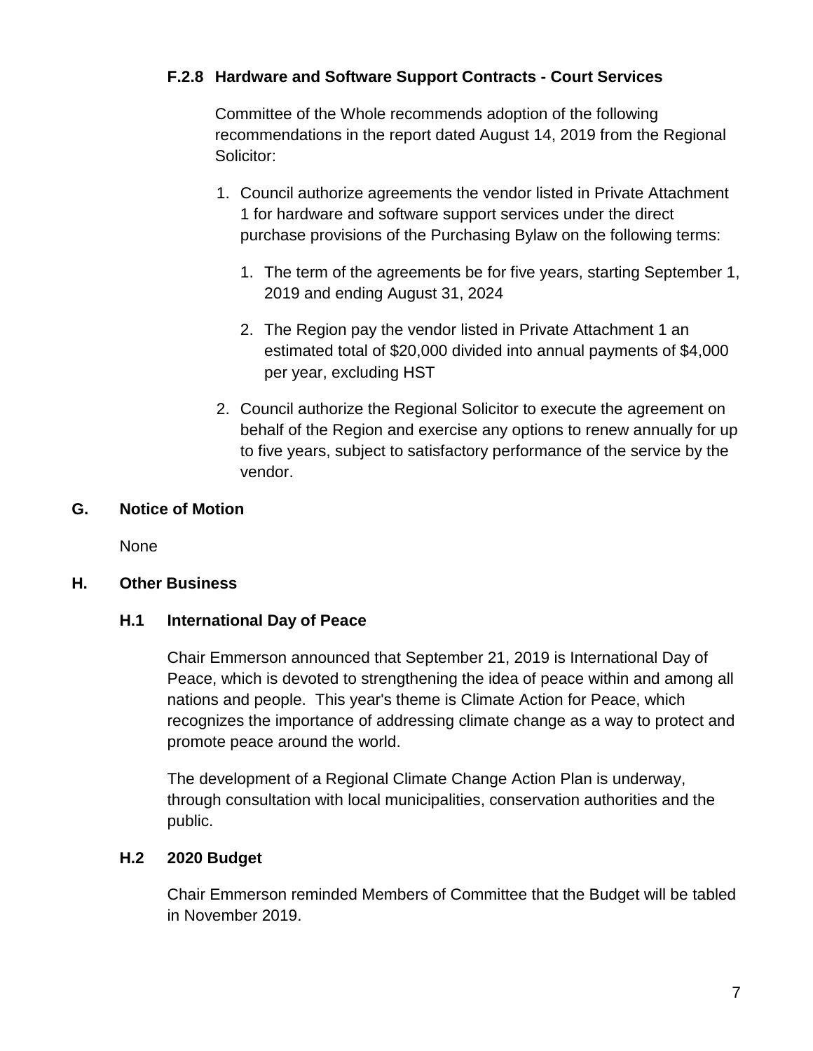### F.2.8 Hardware and Software Support Contracts - Court Services

Committee of the Whole recommends adoption of the following recommendations in the report dated August 14, 2019 from the Regional Solicitor:

1. Council authorize agreements the vendor listed in Private Attachment 1 for hardware and software support services under the direct purchase provisions of the Purchasing Bylaw on the following terms:

    1. The term of the agreements be for five years, starting September 1, 2019 and ending August 31, 2024

    2. The Region pay the vendor listed in Private Attachment 1 an estimated total of $20,000 divided into annual payments of $4,000 per year, excluding HST

2. Council authorize the Regional Solicitor to execute the agreement on behalf of the Region and exercise any options to renew annually for up to five years, subject to satisfactory performance of the service by the vendor.

## G. Notice of Motion

None

## H. Other Business

### H.1 International Day of Peace

Chair Emmerson announced that September 21, 2019 is International Day of Peace, which is devoted to strengthening the idea of peace within and among all nations and people. This year's theme is Climate Action for Peace, which recognizes the importance of addressing climate change as a way to protect and promote peace around the world.

The development of a Regional Climate Change Action Plan is underway, through consultation with local municipalities, conservation authorities and the public.

### H.2 2020 Budget

Chair Emmerson reminded Members of Committee that the Budget will be tabled in November 2019.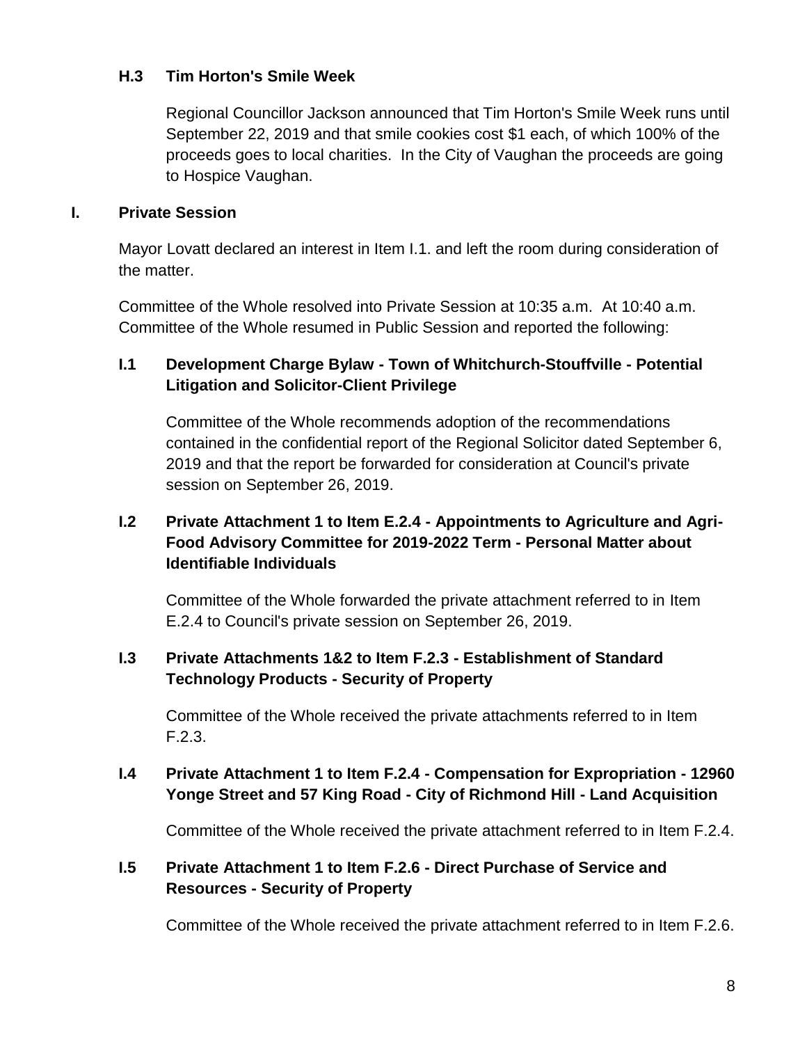### H.3 Tim Horton's Smile Week

Regional Councillor Jackson announced that Tim Horton's Smile Week runs until September 22, 2019 and that smile cookies cost $1 each, of which 100% of the proceeds goes to local charities. In the City of Vaughan the proceeds are going to Hospice Vaughan.

## I. Private Session

Mayor Lovatt declared an interest in Item I.1. and left the room during consideration of the matter.

Committee of the Whole resolved into Private Session at 10:35 a.m. At 10:40 a.m. Committee of the Whole resumed in Public Session and reported the following:

### I.1 Development Charge Bylaw - Town of Whitchurch-Stouffville - Potential Litigation and Solicitor-Client Privilege

Committee of the Whole recommends adoption of the recommendations contained in the confidential report of the Regional Solicitor dated September 6, 2019 and that the report be forwarded for consideration at Council's private session on September 26, 2019.

### I.2 Private Attachment 1 to Item E.2.4 - Appointments to Agriculture and Agri-Food Advisory Committee for 2019-2022 Term - Personal Matter about Identifiable Individuals

Committee of the Whole forwarded the private attachment referred to in Item E.2.4 to Council's private session on September 26, 2019.

### I.3 Private Attachments 1&2 to Item F.2.3 - Establishment of Standard Technology Products - Security of Property

Committee of the Whole received the private attachments referred to in Item F.2.3.

### I.4 Private Attachment 1 to Item F.2.4 - Compensation for Expropriation - 12960 Yonge Street and 57 King Road - City of Richmond Hill - Land Acquisition

Committee of the Whole received the private attachment referred to in Item F.2.4.

### I.5 Private Attachment 1 to Item F.2.6 - Direct Purchase of Service and Resources - Security of Property

Committee of the Whole received the private attachment referred to in Item F.2.6.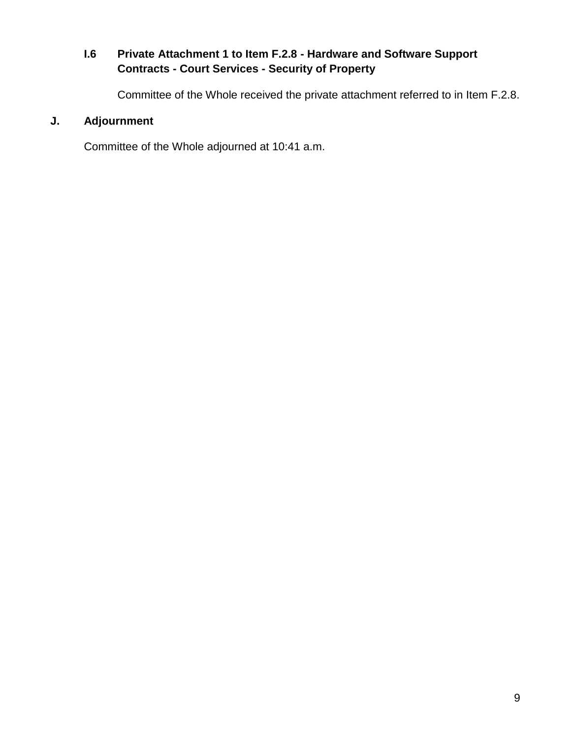### I.6 Private Attachment 1 to Item F.2.8 - Hardware and Software Support Contracts - Court Services - Security of Property

Committee of the Whole received the private attachment referred to in Item F.2.8.

## J. Adjournment

Committee of the Whole adjourned at 10:41 a.m.